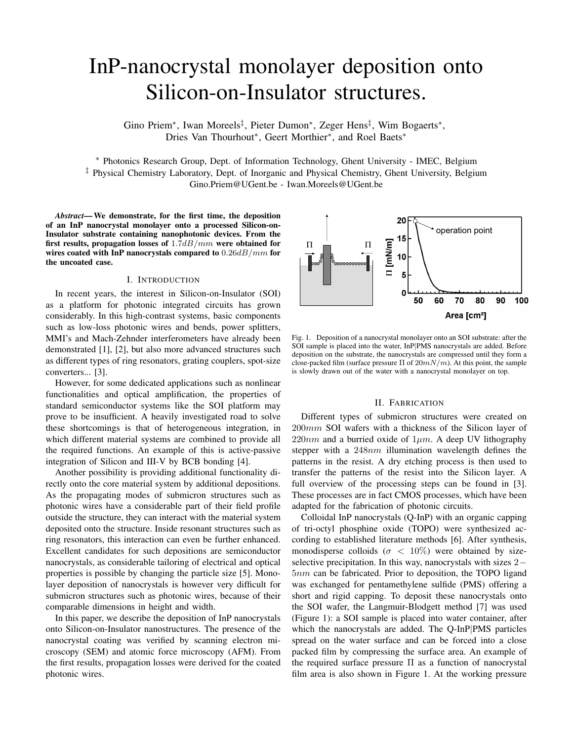# InP-nanocrystal monolayer deposition onto Silicon-on-Insulator structures.

Gino Priem*, Iwan Moreels‡, Pieter Dumon*, Zeger Hens‡, Wim Bogaerts*, Dries Van Thourhout*, Geert Morthier*, and Roel Baets*

\* Photonics Research Group, Dept. of Information Technology, Ghent University - IMEC, Belgium
‡ Physical Chemistry Laboratory, Dept. of Inorganic and Physical Chemistry, Ghent University, Belgium
Gino.Priem@UGent.be - Iwan.Moreels@UGent.be

***Abstract*— We demonstrate, for the first time, the deposition of an InP nanocrystal monolayer onto a processed Silicon-on-Insulator substrate containing nanophotonic devices. From the first results, propagation losses of $1.7dB/mm$ were obtained for wires coated with InP nanocrystals compared to $0.26dB/mm$ for the uncoated case.**

## I. Introduction

In recent years, the interest in Silicon-on-Insulator (SOI) as a platform for photonic integrated circuits has grown considerably. In this high-contrast systems, basic components such as low-loss photonic wires and bends, power splitters, MMI's and Mach-Zehnder interferometers have already been demonstrated [1], [2], but also more advanced structures such as different types of ring resonators, grating couplers, spot-size converters... [3].

However, for some dedicated applications such as nonlinear functionalities and optical amplification, the properties of standard semiconductor systems like the SOI platform may prove to be insufficient. A heavily investigated road to solve these shortcomings is that of heterogeneous integration, in which different material systems are combined to provide all the required functions. An example of this is active-passive integration of Silicon and III-V by BCB bonding [4].

Another possibility is providing additional functionality directly onto the core material system by additional depositions. As the propagating modes of submicron structures such as photonic wires have a considerable part of their field profile outside the structure, they can interact with the material system deposited onto the structure. Inside resonant structures such as ring resonators, this interaction can even be further enhanced. Excellent candidates for such depositions are semiconductor nanocrystals, as considerable tailoring of electrical and optical properties is possible by changing the particle size [5]. Monolayer deposition of nanocrystals is however very difficult for submicron structures such as photonic wires, because of their comparable dimensions in height and width.

In this paper, we describe the deposition of InP nanocrystals onto Silicon-on-Insulator nanostructures. The presence of the nanocrystal coating was verified by scanning electron microscopy (SEM) and atomic force microscopy (AFM). From the first results, propagation losses were derived for the coated photonic wires.

Fig. 1. Deposition of a nanocrystal monolayer onto an SOI substrate: after the SOI sample is placed into the water, InP|PMS nanocrystals are added. Before deposition on the substrate, the nanocrystals are compressed until they form a close-packed film (surface pressure $\Pi$ of $20mN/m$). At this point, the sample is slowly drawn out of the water with a nanocrystal monolayer on top.

## II. Fabrication

Different types of submicron structures were created on $200mm$ SOI wafers with a thickness of the Silicon layer of $220nm$ and a burried oxide of $1\mu m$. A deep UV lithography stepper with a $248nm$ illumination wavelength defines the patterns in the resist. A dry etching process is then used to transfer the patterns of the resist into the Silicon layer. A full overview of the processing steps can be found in [3]. These processes are in fact CMOS processes, which have been adapted for the fabrication of photonic circuits.

Colloidal InP nanocrystals (Q-InP) with an organic capping of tri-octyl phosphine oxide (TOPO) were synthesized according to established literature methods [6]. After synthesis, monodisperse colloids ($\sigma < 10\%$) were obtained by size-selective precipitation. In this way, nanocrystals with sizes $2-5nm$ can be fabricated. Prior to deposition, the TOPO ligand was exchanged for pentamethylene sulfide (PMS) offering a short and rigid capping. To deposit these nanocrystals onto the SOI wafer, the Langmuir-Blodgett method [7] was used (Figure 1): a SOI sample is placed into water container, after which the nanocrystals are added. The Q-InP|PMS particles spread on the water surface and can be forced into a close packed film by compressing the surface area. An example of the required surface pressure $\Pi$ as a function of nanocrystal film area is also shown in Figure 1. At the working pressure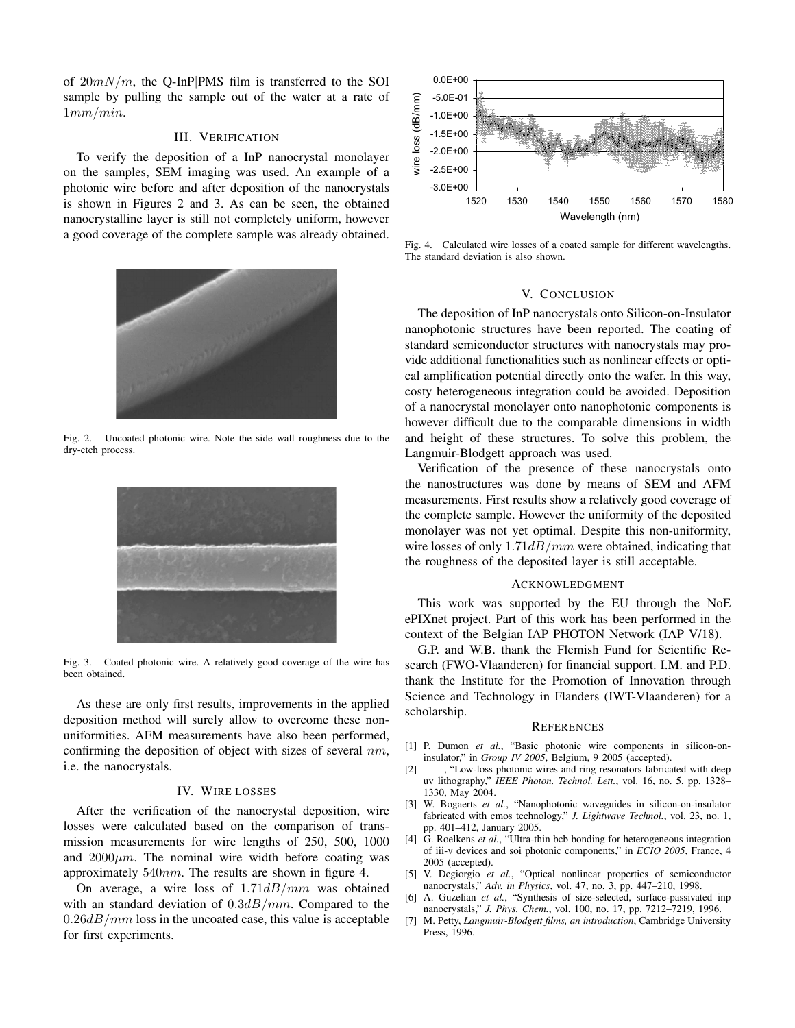of $20mN/m$, the Q-InP|PMS film is transferred to the SOI sample by pulling the sample out of the water at a rate of $1mm/min$.

## III. Verification

To verify the deposition of a InP nanocrystal monolayer on the samples, SEM imaging was used. An example of a photonic wire before and after deposition of the nanocrystals is shown in Figures 2 and 3. As can be seen, the obtained nanocrystalline layer is still not completely uniform, however a good coverage of the complete sample was already obtained.

Fig. 2. Uncoated photonic wire. Note the side wall roughness due to the dry-etch process.

Fig. 3. Coated photonic wire. A relatively good coverage of the wire has been obtained.

As these are only first results, improvements in the applied deposition method will surely allow to overcome these non-uniformities. AFM measurements have also been performed, confirming the deposition of object with sizes of several $nm$, i.e. the nanocrystals.

## IV. Wire losses

After the verification of the nanocrystal deposition, wire losses were calculated based on the comparison of transmission measurements for wire lengths of 250, 500, 1000 and $2000\mu m$. The nominal wire width before coating was approximately $540nm$. The results are shown in figure 4.

On average, a wire loss of $1.71dB/mm$ was obtained with an standard deviation of $0.3dB/mm$. Compared to the $0.26dB/mm$ loss in the uncoated case, this value is acceptable for first experiments.

wire loss (dB/mm)
0.0E+00
-5.0E-01
-1.0E+00
-1.5E+00
-2.0E+00
-2.5E+00
-3.0E+00
1520 1530 1540 1550 1560 1570 1580
Wavelength (nm)

Fig. 4. Calculated wire losses of a coated sample for different wavelengths. The standard deviation is also shown.

## V. Conclusion

The deposition of InP nanocrystals onto Silicon-on-Insulator nanophotonic structures have been reported. The coating of standard semiconductor structures with nanocrystals may provide additional functionalities such as nonlinear effects or optical amplification potential directly onto the wafer. In this way, costy heterogeneous integration could be avoided. Deposition of a nanocrystal monolayer onto nanophotonic components is however difficult due to the comparable dimensions in width and height of these structures. To solve this problem, the Langmuir-Blodgett approach was used.

Verification of the presence of these nanocrystals onto the nanostructures was done by means of SEM and AFM measurements. First results show a relatively good coverage of the complete sample. However the uniformity of the deposited monolayer was not yet optimal. Despite this non-uniformity, wire losses of only $1.71dB/mm$ were obtained, indicating that the roughness of the deposited layer is still acceptable.

## Acknowledgment

This work was supported by the EU through the NoE ePIXnet project. Part of this work has been performed in the context of the Belgian IAP PHOTON Network (IAP V/18).

G.P. and W.B. thank the Flemish Fund for Scientific Research (FWO-Vlaanderen) for financial support. I.M. and P.D. thank the Institute for the Promotion of Innovation through Science and Technology in Flanders (IWT-Vlaanderen) for a scholarship.

## References

[1] P. Dumon *et al.*, "Basic photonic wire components in silicon-on-insulator," in *Group IV 2005*, Belgium, 9 2005 (accepted).

[2] ——, "Low-loss photonic wires and ring resonators fabricated with deep uv lithography," *IEEE Photon. Technol. Lett.*, vol. 16, no. 5, pp. 1328–1330, May 2004.

[3] W. Bogaerts *et al.*, "Nanophotonic waveguides in silicon-on-insulator fabricated with cmos technology," *J. Lightwave Technol.*, vol. 23, no. 1, pp. 401–412, January 2005.

[4] G. Roelkens *et al.*, "Ultra-thin bcb bonding for heterogeneous integration of iii-v devices and soi photonic components," in *ECIO 2005*, France, 4 2005 (accepted).

[5] V. Degiorgio *et al.*, "Optical nonlinear properties of semiconductor nanocrystals," *Adv. in Physics*, vol. 47, no. 3, pp. 447–210, 1998.

[6] A. Guzelian *et al.*, "Synthesis of size-selected, surface-passivated inp nanocrystals," *J. Phys. Chem.*, vol. 100, no. 17, pp. 7212–7219, 1996.

[7] M. Petty, *Langmuir-Blodgett films, an introduction*, Cambridge University Press, 1996.